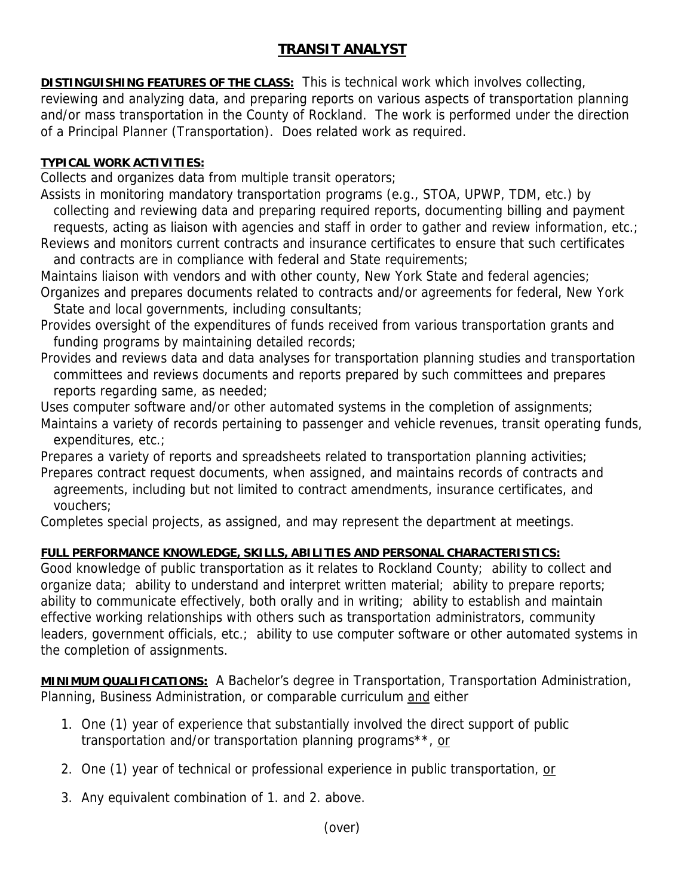# TRANSIT ANALYST

**DISTINGUISHING FEATURES OF THE CLASS:** This is technical work which involves collecting, reviewing and analyzing data, and preparing reports on various aspects of transportation planning and/or mass transportation in the County of Rockland. The work is performed under the direction of a Principal Planner (Transportation). Does related work as required.

**TYPICAL WORK ACTIVITIES:**

Collects and organizes data from multiple transit operators;

Assists in monitoring mandatory transportation programs (e.g., STOA, UPWP, TDM, etc.) by collecting and reviewing data and preparing required reports, documenting billing and payment requests, acting as liaison with agencies and staff in order to gather and review information, etc.;

Reviews and monitors current contracts and insurance certificates to ensure that such certificates and contracts are in compliance with federal and State requirements;

Maintains liaison with vendors and with other county, New York State and federal agencies;

Organizes and prepares documents related to contracts and/or agreements for federal, New York State and local governments, including consultants;

Provides oversight of the expenditures of funds received from various transportation grants and funding programs by maintaining detailed records;

Provides and reviews data and data analyses for transportation planning studies and transportation committees and reviews documents and reports prepared by such committees and prepares reports regarding same, as needed;

Uses computer software and/or other automated systems in the completion of assignments;

Maintains a variety of records pertaining to passenger and vehicle revenues, transit operating funds, expenditures, etc.;

Prepares a variety of reports and spreadsheets related to transportation planning activities;

Prepares contract request documents, when assigned, and maintains records of contracts and agreements, including but not limited to contract amendments, insurance certificates, and vouchers;

Completes special projects, as assigned, and may represent the department at meetings.

**FULL PERFORMANCE KNOWLEDGE, SKILLS, ABILITIES AND PERSONAL CHARACTERISTICS:**

Good knowledge of public transportation as it relates to Rockland County; ability to collect and organize data; ability to understand and interpret written material; ability to prepare reports; ability to communicate effectively, both orally and in writing; ability to establish and maintain effective working relationships with others such as transportation administrators, community leaders, government officials, etc.; ability to use computer software or other automated systems in the completion of assignments.

**MINIMUM QUALIFICATIONS:** A Bachelor's degree in Transportation, Transportation Administration, Planning, Business Administration, or comparable curriculum and either

1. One (1) year of experience that substantially involved the direct support of public transportation and/or transportation planning programs**, or
2. One (1) year of technical or professional experience in public transportation, or
3. Any equivalent combination of 1. and 2. above.

(over)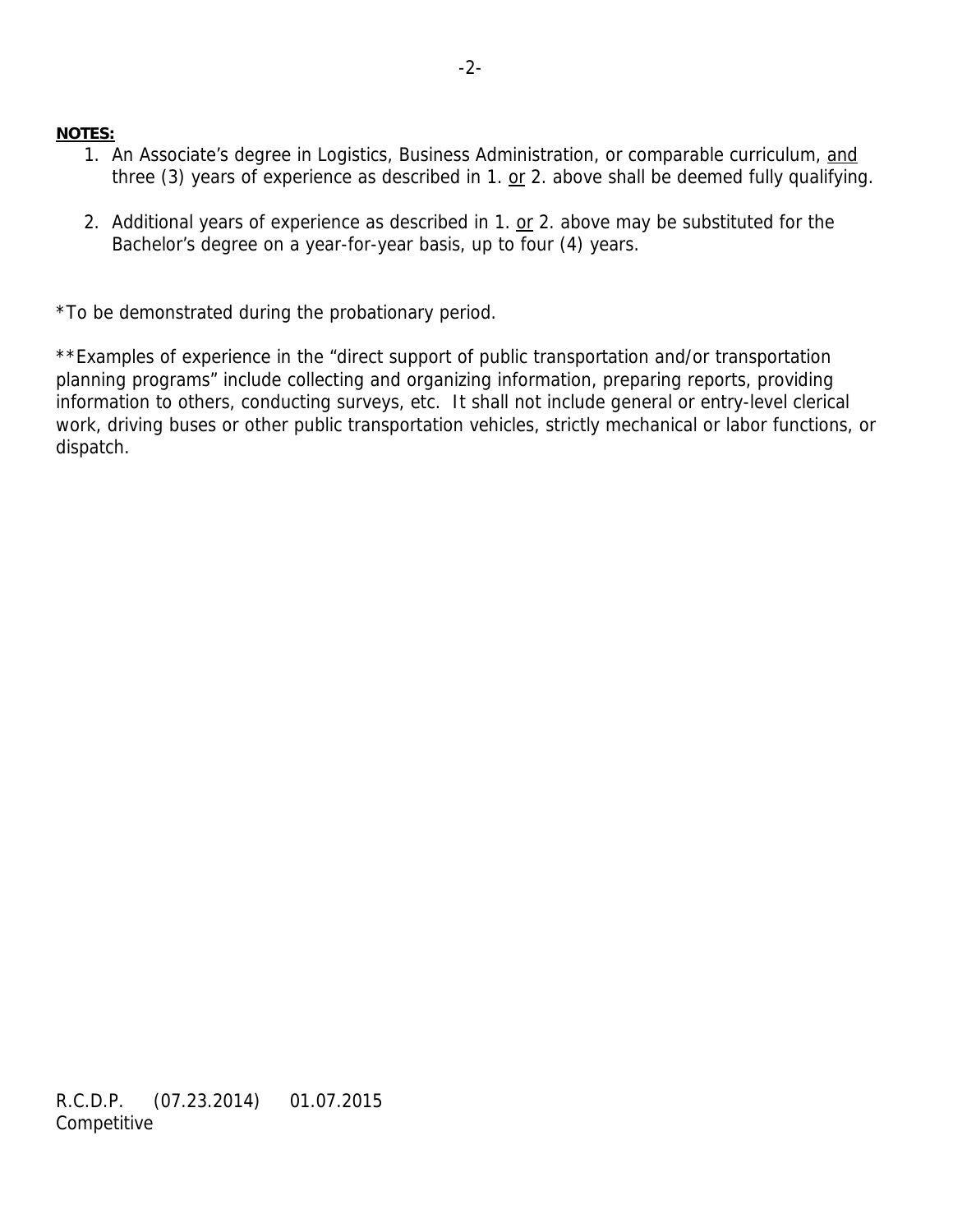**NOTES:**

1. An Associate's degree in Logistics, Business Administration, or comparable curriculum, <u>and</u> three (3) years of experience as described in 1. <u>or</u> 2. above shall be deemed fully qualifying.

2. Additional years of experience as described in 1. <u>or</u> 2. above may be substituted for the Bachelor's degree on a year-for-year basis, up to four (4) years.

*To be demonstrated during the probationary period.

**Examples of experience in the "direct support of public transportation and/or transportation planning programs" include collecting and organizing information, preparing reports, providing information to others, conducting surveys, etc. It shall not include general or entry-level clerical work, driving buses or other public transportation vehicles, strictly mechanical or labor functions, or dispatch.

R.C.D.P. (07.23.2014) 01.07.2015
Competitive